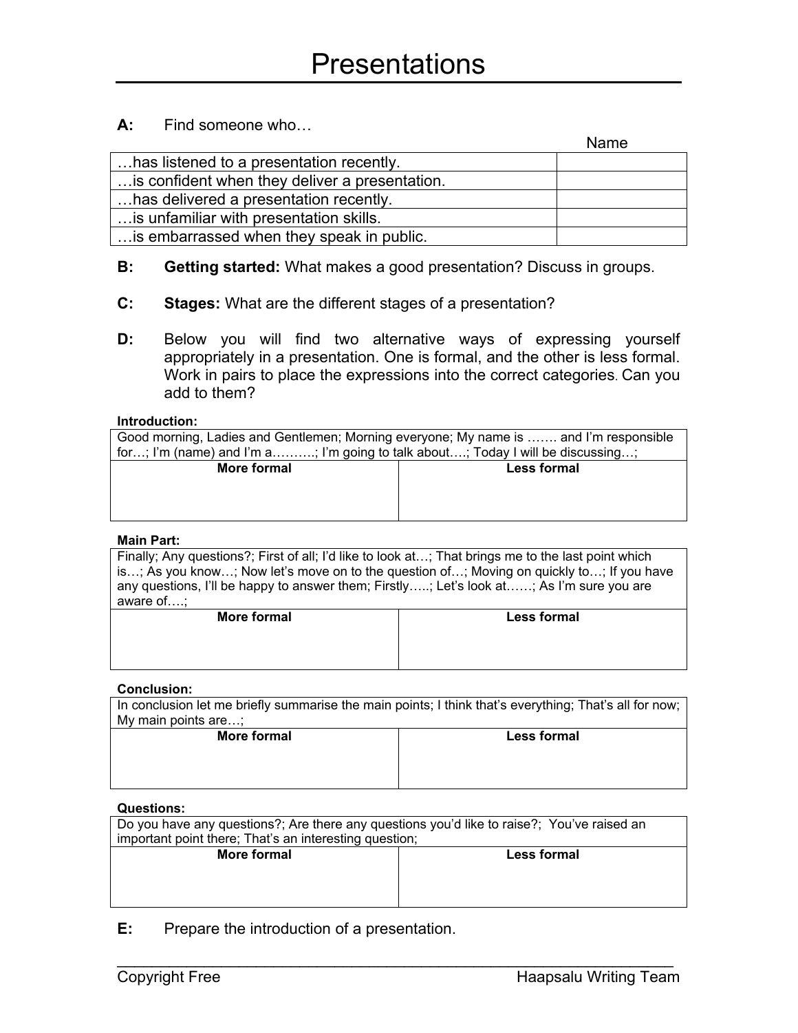# Presentations

**A:** Find someone who…

| | Name |
|---|---|
| …has listened to a presentation recently. | |
| …is confident when they deliver a presentation. | |
| …has delivered a presentation recently. | |
| …is unfamiliar with presentation skills. | |
| …is embarrassed when they speak in public. | |

**B:** **Getting started:** What makes a good presentation? Discuss in groups.

**C:** **Stages:** What are the different stages of a presentation?

**D:** Below you will find two alternative ways of expressing yourself appropriately in a presentation. One is formal, and the other is less formal. Work in pairs to place the expressions into the correct categories. Can you add to them?

**Introduction:**

Good morning, Ladies and Gentlemen; Morning everyone; My name is ……. and I'm responsible for…; I'm (name) and I'm a……….; I'm going to talk about….; Today I will be discussing…;

| More formal | Less formal |
|---|---|
| | |

**Main Part:**

Finally; Any questions?; First of all; I'd like to look at…; That brings me to the last point which is…; As you know…; Now let's move on to the question of…; Moving on quickly to…; If you have any questions, I'll be happy to answer them; Firstly…..; Let's look at……; As I'm sure you are aware of….;

| More formal | Less formal |
|---|---|
| | |

**Conclusion:**

In conclusion let me briefly summarise the main points; I think that's everything; That's all for now; My main points are…;

| More formal | Less formal |
|---|---|
| | |

**Questions:**

Do you have any questions?; Are there any questions you'd like to raise?; You've raised an important point there; That's an interesting question;

| More formal | Less formal |
|---|---|
| | |

**E:** Prepare the introduction of a presentation.

Copyright Free — Haapsalu Writing Team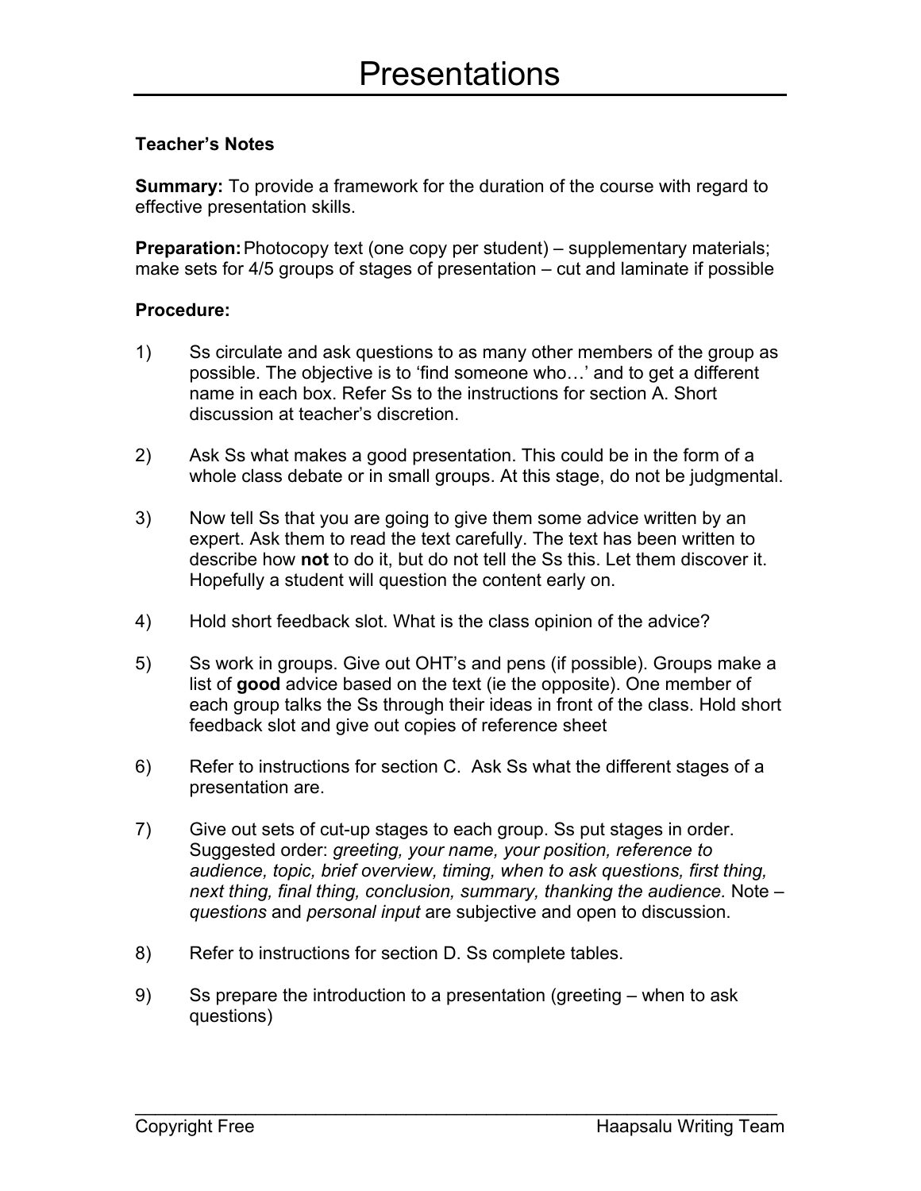# Presentations

**Teacher's Notes**

**Summary:** To provide a framework for the duration of the course with regard to effective presentation skills.

**Preparation:** Photocopy text (one copy per student) – supplementary materials; make sets for 4/5 groups of stages of presentation – cut and laminate if possible

**Procedure:**

1) Ss circulate and ask questions to as many other members of the group as possible. The objective is to 'find someone who…' and to get a different name in each box. Refer Ss to the instructions for section A. Short discussion at teacher's discretion.

2) Ask Ss what makes a good presentation. This could be in the form of a whole class debate or in small groups. At this stage, do not be judgmental.

3) Now tell Ss that you are going to give them some advice written by an expert. Ask them to read the text carefully. The text has been written to describe how **not** to do it, but do not tell the Ss this. Let them discover it. Hopefully a student will question the content early on.

4) Hold short feedback slot. What is the class opinion of the advice?

5) Ss work in groups. Give out OHT's and pens (if possible). Groups make a list of **good** advice based on the text (ie the opposite). One member of each group talks the Ss through their ideas in front of the class. Hold short feedback slot and give out copies of reference sheet

6) Refer to instructions for section C. Ask Ss what the different stages of a presentation are.

7) Give out sets of cut-up stages to each group. Ss put stages in order. Suggested order: *greeting, your name, your position, reference to audience, topic, brief overview, timing, when to ask questions, first thing, next thing, final thing, conclusion, summary, thanking the audience.* Note – *questions* and *personal input* are subjective and open to discussion.

8) Refer to instructions for section D. Ss complete tables.

9) Ss prepare the introduction to a presentation (greeting – when to ask questions)

Copyright Free — Haapsalu Writing Team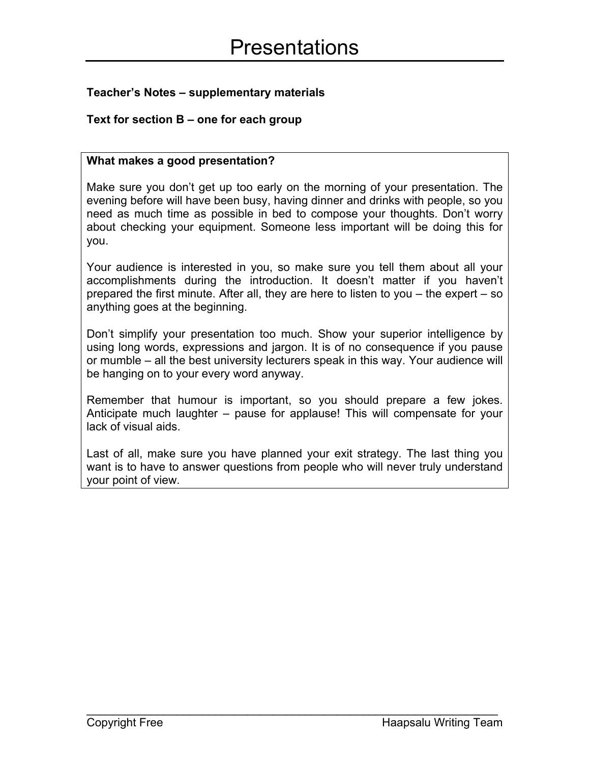# Presentations

**Teacher's Notes – supplementary materials**

**Text for section B – one for each group**

**What makes a good presentation?**

Make sure you don't get up too early on the morning of your presentation. The evening before will have been busy, having dinner and drinks with people, so you need as much time as possible in bed to compose your thoughts. Don't worry about checking your equipment. Someone less important will be doing this for you.

Your audience is interested in you, so make sure you tell them about all your accomplishments during the introduction. It doesn't matter if you haven't prepared the first minute. After all, they are here to listen to you – the expert – so anything goes at the beginning.

Don't simplify your presentation too much. Show your superior intelligence by using long words, expressions and jargon. It is of no consequence if you pause or mumble – all the best university lecturers speak in this way. Your audience will be hanging on to your every word anyway.

Remember that humour is important, so you should prepare a few jokes. Anticipate much laughter – pause for applause! This will compensate for your lack of visual aids.

Last of all, make sure you have planned your exit strategy. The last thing you want is to have to answer questions from people who will never truly understand your point of view.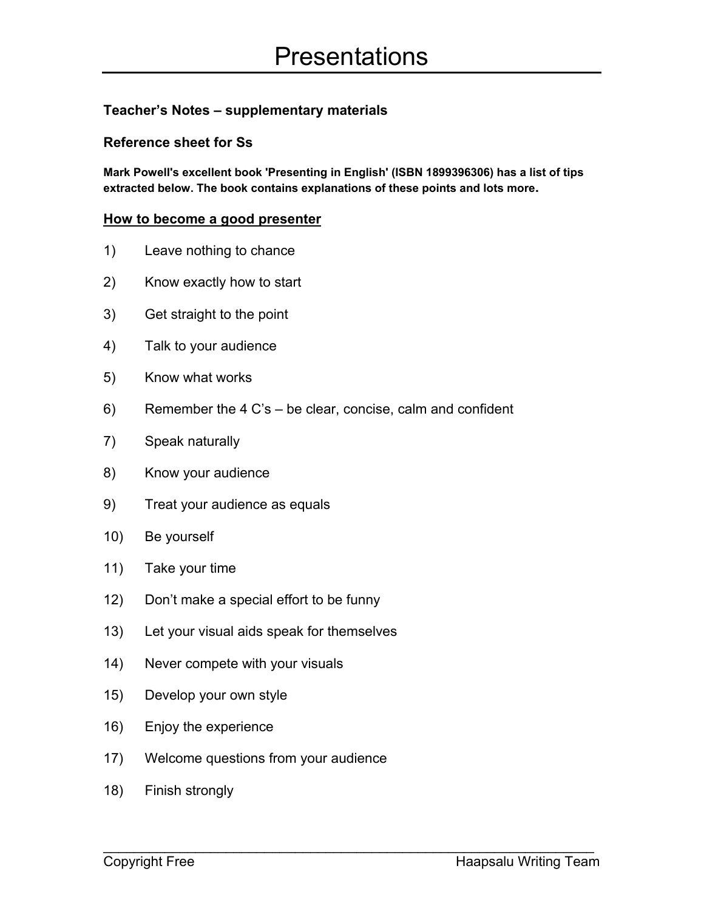# Presentations

**Teacher's Notes – supplementary materials**

**Reference sheet for Ss**

**Mark Powell's excellent book 'Presenting in English' (ISBN 1899396306) has a list of tips extracted below. The book contains explanations of these points and lots more.**

**<u>How to become a good presenter</u>**

1) Leave nothing to chance
2) Know exactly how to start
3) Get straight to the point
4) Talk to your audience
5) Know what works
6) Remember the 4 C's – be clear, concise, calm and confident
7) Speak naturally
8) Know your audience
9) Treat your audience as equals
10) Be yourself
11) Take your time
12) Don't make a special effort to be funny
13) Let your visual aids speak for themselves
14) Never compete with your visuals
15) Develop your own style
16) Enjoy the experience
17) Welcome questions from your audience
18) Finish strongly

Copyright Free Haapsalu Writing Team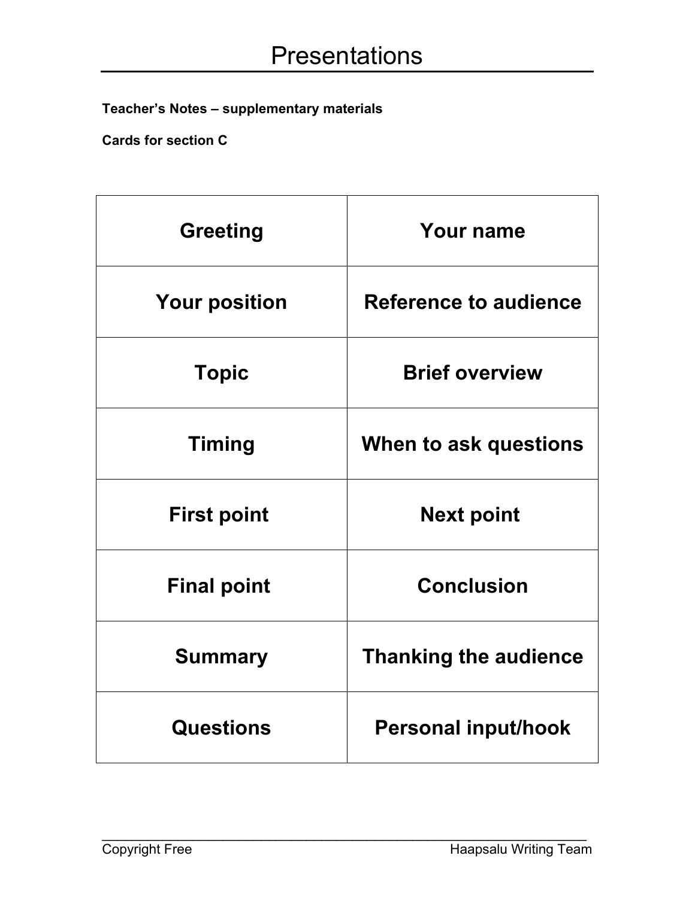# Presentations

**Teacher's Notes – supplementary materials**

**Cards for section C**

| | |
|---|---|
| **Greeting** | **Your name** |
| **Your position** | **Reference to audience** |
| **Topic** | **Brief overview** |
| **Timing** | **When to ask questions** |
| **First point** | **Next point** |
| **Final point** | **Conclusion** |
| **Summary** | **Thanking the audience** |
| **Questions** | **Personal input/hook** |